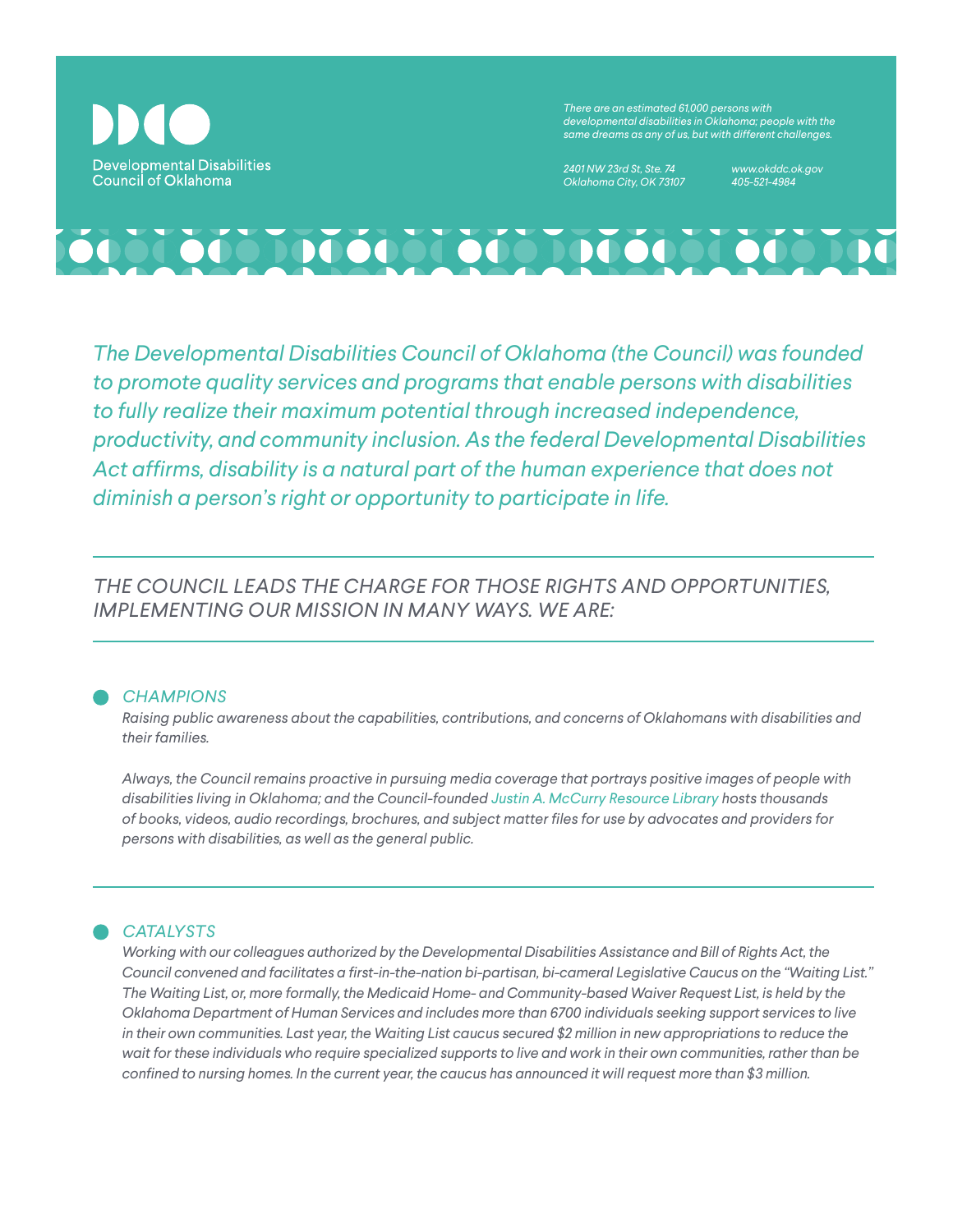Developmental Disabilities Council of Oklahoma

*There are an estimated 61,000 persons with developmental disabilities in Oklahoma; people with the same dreams as any of us, but with different challenges.*

*2401 NW 23rd St, Ste. 74*
*Oklahoma City, OK 73107*

*www.okddc.ok.gov*
*405-521-4984*

*The Developmental Disabilities Council of Oklahoma (the Council) was founded to promote quality services and programs that enable persons with disabilities to fully realize their maximum potential through increased independence, productivity, and community inclusion. As the federal Developmental Disabilities Act affirms, disability is a natural part of the human experience that does not diminish a person's right or opportunity to participate in life.*

## *THE COUNCIL LEADS THE CHARGE FOR THOSE RIGHTS AND OPPORTUNITIES, IMPLEMENTING OUR MISSION IN MANY WAYS. WE ARE:*

### *CHAMPIONS*

*Raising public awareness about the capabilities, contributions, and concerns of Oklahomans with disabilities and their families.*

*Always, the Council remains proactive in pursuing media coverage that portrays positive images of people with disabilities living in Oklahoma; and the Council-founded Justin A. McCurry Resource Library hosts thousands of books, videos, audio recordings, brochures, and subject matter files for use by advocates and providers for persons with disabilities, as well as the general public.*

### *CATALYSTS*

*Working with our colleagues authorized by the Developmental Disabilities Assistance and Bill of Rights Act, the Council convened and facilitates a first-in-the-nation bi-partisan, bi-cameral Legislative Caucus on the "Waiting List." The Waiting List, or, more formally, the Medicaid Home- and Community-based Waiver Request List, is held by the Oklahoma Department of Human Services and includes more than 6700 individuals seeking support services to live in their own communities. Last year, the Waiting List caucus secured $2 million in new appropriations to reduce the wait for these individuals who require specialized supports to live and work in their own communities, rather than be confined to nursing homes. In the current year, the caucus has announced it will request more than $3 million.*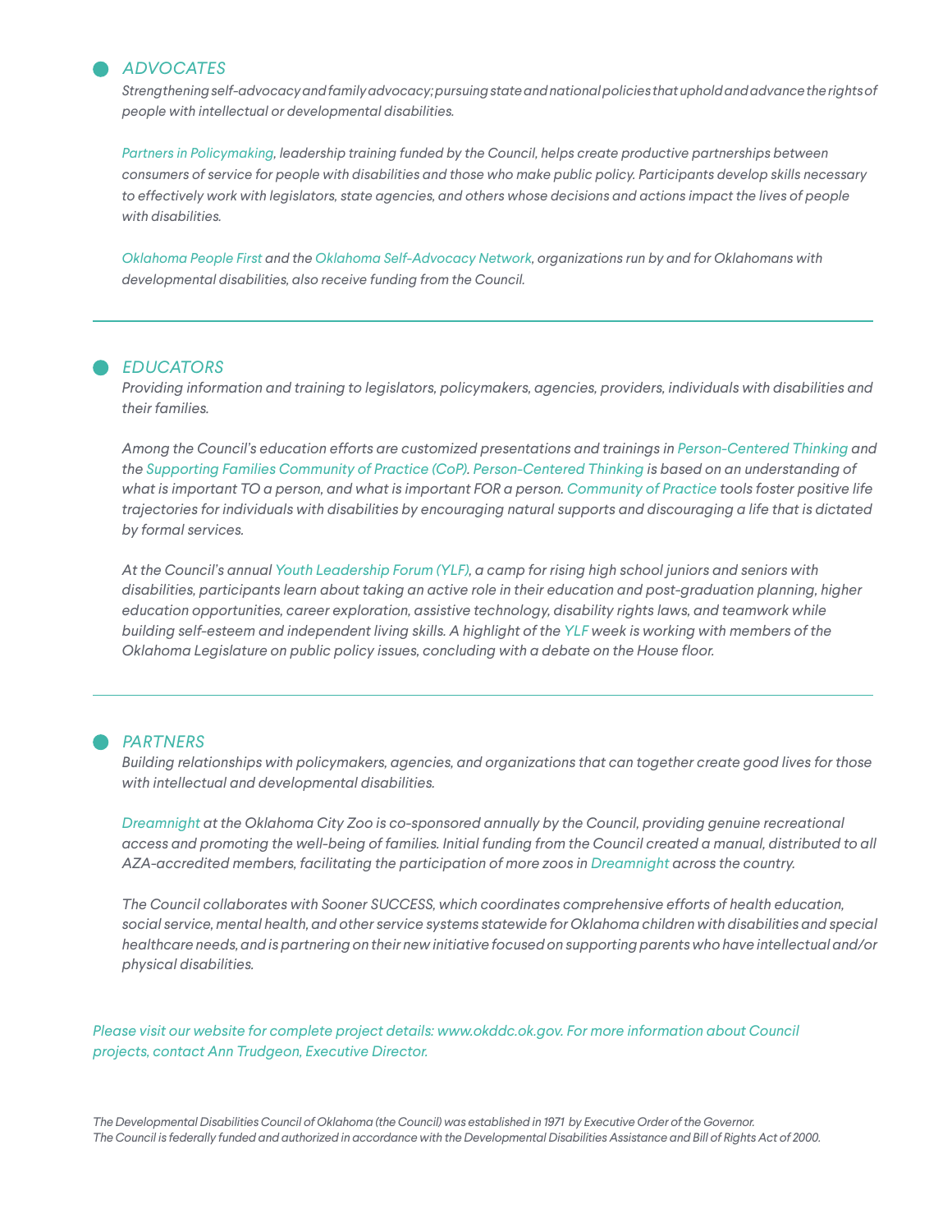## *ADVOCATES*

*Strengthening self-advocacy and family advocacy; pursuing state and national policies that uphold and advance the rights of people with intellectual or developmental disabilities.*

*Partners in Policymaking, leadership training funded by the Council, helps create productive partnerships between consumers of service for people with disabilities and those who make public policy. Participants develop skills necessary to effectively work with legislators, state agencies, and others whose decisions and actions impact the lives of people with disabilities.*

*Oklahoma People First and the Oklahoma Self-Advocacy Network, organizations run by and for Oklahomans with developmental disabilities, also receive funding from the Council.*

---

## *EDUCATORS*

*Providing information and training to legislators, policymakers, agencies, providers, individuals with disabilities and their families.*

*Among the Council's education efforts are customized presentations and trainings in Person-Centered Thinking and the Supporting Families Community of Practice (CoP). Person-Centered Thinking is based on an understanding of what is important TO a person, and what is important FOR a person. Community of Practice tools foster positive life trajectories for individuals with disabilities by encouraging natural supports and discouraging a life that is dictated by formal services.*

*At the Council's annual Youth Leadership Forum (YLF), a camp for rising high school juniors and seniors with disabilities, participants learn about taking an active role in their education and post-graduation planning, higher education opportunities, career exploration, assistive technology, disability rights laws, and teamwork while building self-esteem and independent living skills. A highlight of the YLF week is working with members of the Oklahoma Legislature on public policy issues, concluding with a debate on the House floor.*

---

## *PARTNERS*

*Building relationships with policymakers, agencies, and organizations that can together create good lives for those with intellectual and developmental disabilities.*

*Dreamnight at the Oklahoma City Zoo is co-sponsored annually by the Council, providing genuine recreational access and promoting the well-being of families. Initial funding from the Council created a manual, distributed to all AZA-accredited members, facilitating the participation of more zoos in Dreamnight across the country.*

*The Council collaborates with Sooner SUCCESS, which coordinates comprehensive efforts of health education, social service, mental health, and other service systems statewide for Oklahoma children with disabilities and special healthcare needs, and is partnering on their new initiative focused on supporting parents who have intellectual and/or physical disabilities.*

*Please visit our website for complete project details: www.okddc.ok.gov. For more information about Council projects, contact Ann Trudgeon, Executive Director.*

*The Developmental Disabilities Council of Oklahoma (the Council) was established in 1971 by Executive Order of the Governor.*
*The Council is federally funded and authorized in accordance with the Developmental Disabilities Assistance and Bill of Rights Act of 2000.*